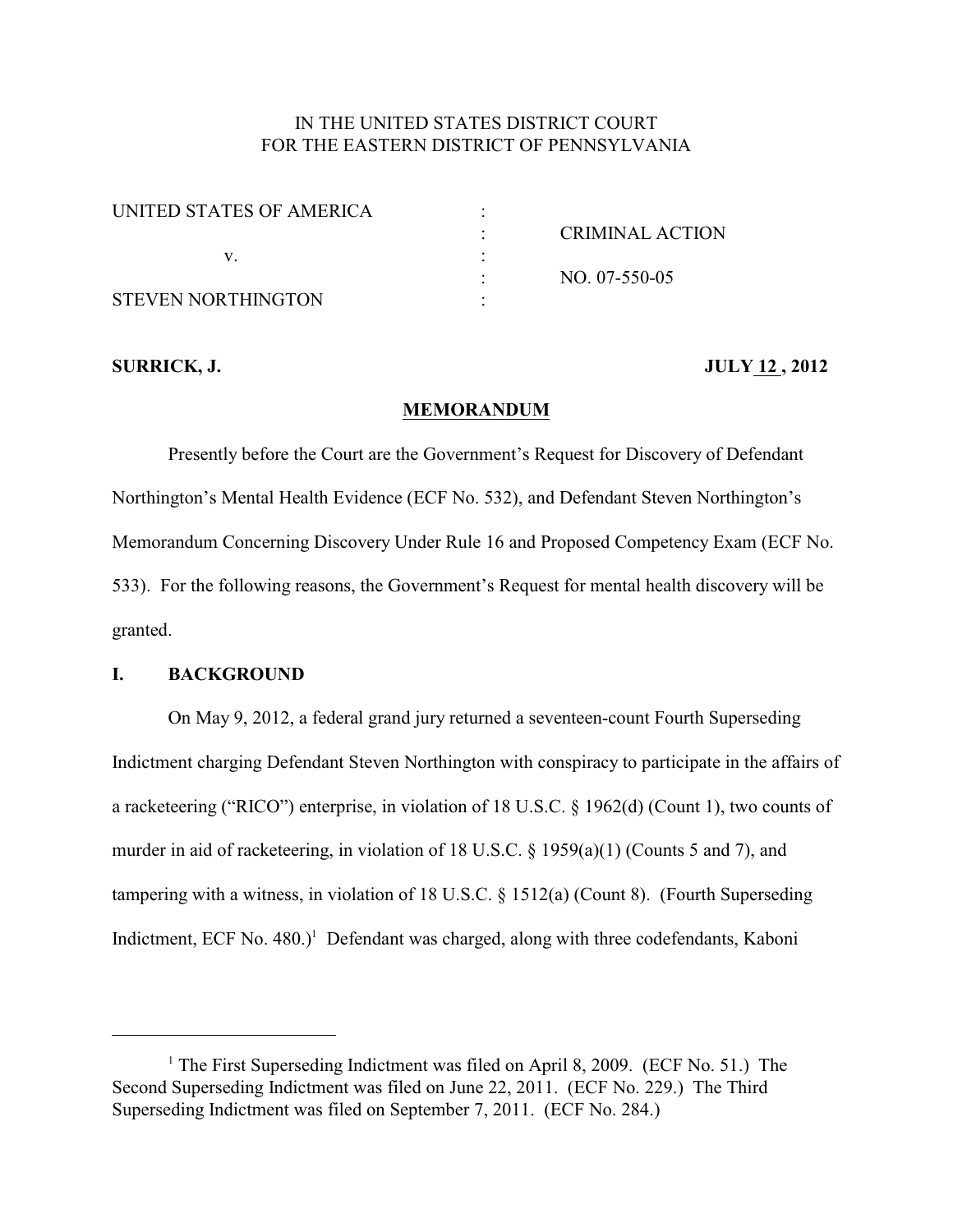IN THE UNITED STATES DISTRICT COURT
FOR THE EASTERN DISTRICT OF PENNSYLVANIA

| | | |
|---|---|---|
| UNITED STATES OF AMERICA | : | |
| | : | CRIMINAL ACTION |
| v. | : | |
| | : | NO. 07-550-05 |
| STEVEN NORTHINGTON | : | |

**SURRICK, J.** **JULY 12 , 2012**

## MEMORANDUM

Presently before the Court are the Government's Request for Discovery of Defendant Northington's Mental Health Evidence (ECF No. 532), and Defendant Steven Northington's Memorandum Concerning Discovery Under Rule 16 and Proposed Competency Exam (ECF No. 533). For the following reasons, the Government's Request for mental health discovery will be granted.

## I. BACKGROUND

On May 9, 2012, a federal grand jury returned a seventeen-count Fourth Superseding Indictment charging Defendant Steven Northington with conspiracy to participate in the affairs of a racketeering ("RICO") enterprise, in violation of 18 U.S.C. § 1962(d) (Count 1), two counts of murder in aid of racketeering, in violation of 18 U.S.C. § 1959(a)(1) (Counts 5 and 7), and tampering with a witness, in violation of 18 U.S.C. § 1512(a) (Count 8). (Fourth Superseding Indictment, ECF No. 480.)[1] Defendant was charged, along with three codefendants, Kaboni

[1] The First Superseding Indictment was filed on April 8, 2009. (ECF No. 51.) The Second Superseding Indictment was filed on June 22, 2011. (ECF No. 229.) The Third Superseding Indictment was filed on September 7, 2011. (ECF No. 284.)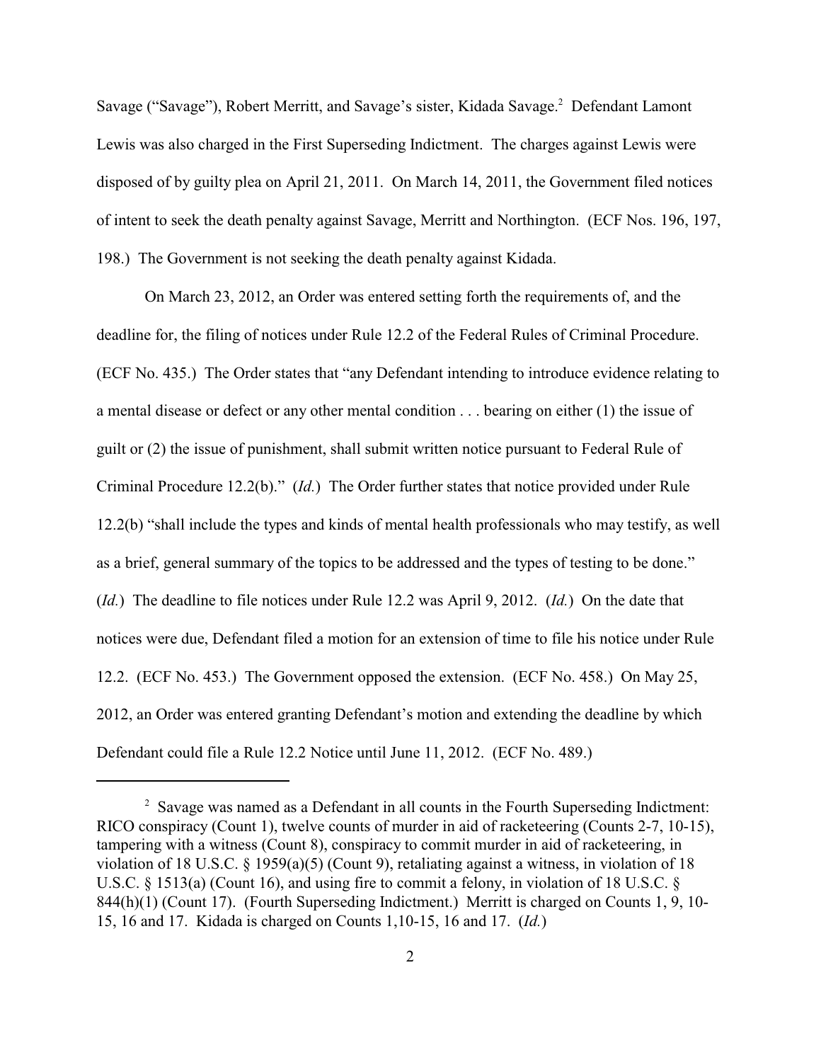Savage ("Savage"), Robert Merritt, and Savage's sister, Kidada Savage.[2] Defendant Lamont Lewis was also charged in the First Superseding Indictment. The charges against Lewis were disposed of by guilty plea on April 21, 2011. On March 14, 2011, the Government filed notices of intent to seek the death penalty against Savage, Merritt and Northington. (ECF Nos. 196, 197, 198.) The Government is not seeking the death penalty against Kidada.

On March 23, 2012, an Order was entered setting forth the requirements of, and the deadline for, the filing of notices under Rule 12.2 of the Federal Rules of Criminal Procedure. (ECF No. 435.) The Order states that "any Defendant intending to introduce evidence relating to a mental disease or defect or any other mental condition . . . bearing on either (1) the issue of guilt or (2) the issue of punishment, shall submit written notice pursuant to Federal Rule of Criminal Procedure 12.2(b)." (*Id.*) The Order further states that notice provided under Rule 12.2(b) "shall include the types and kinds of mental health professionals who may testify, as well as a brief, general summary of the topics to be addressed and the types of testing to be done." (*Id.*) The deadline to file notices under Rule 12.2 was April 9, 2012. (*Id.*) On the date that notices were due, Defendant filed a motion for an extension of time to file his notice under Rule 12.2. (ECF No. 453.) The Government opposed the extension. (ECF No. 458.) On May 25, 2012, an Order was entered granting Defendant's motion and extending the deadline by which Defendant could file a Rule 12.2 Notice until June 11, 2012. (ECF No. 489.)

[2] Savage was named as a Defendant in all counts in the Fourth Superseding Indictment: RICO conspiracy (Count 1), twelve counts of murder in aid of racketeering (Counts 2-7, 10-15), tampering with a witness (Count 8), conspiracy to commit murder in aid of racketeering, in violation of 18 U.S.C. § 1959(a)(5) (Count 9), retaliating against a witness, in violation of 18 U.S.C. § 1513(a) (Count 16), and using fire to commit a felony, in violation of 18 U.S.C. § 844(h)(1) (Count 17). (Fourth Superseding Indictment.) Merritt is charged on Counts 1, 9, 10-15, 16 and 17. Kidada is charged on Counts 1,10-15, 16 and 17. (*Id.*)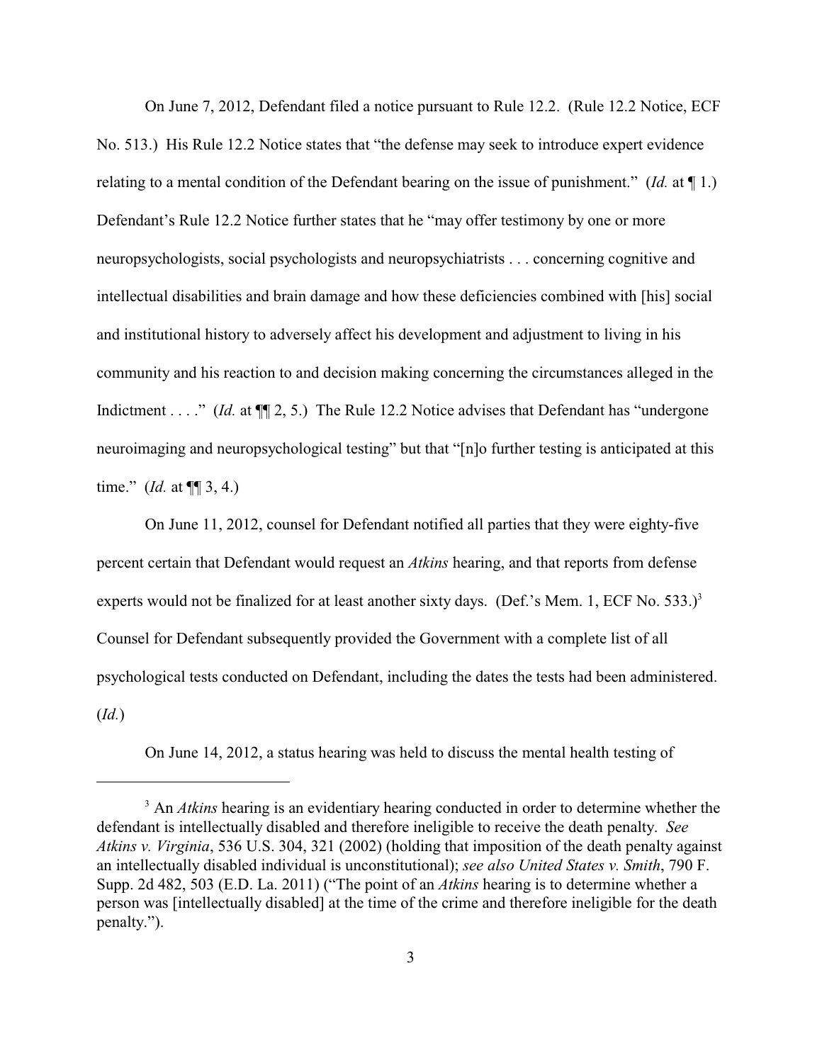On June 7, 2012, Defendant filed a notice pursuant to Rule 12.2. (Rule 12.2 Notice, ECF No. 513.) His Rule 12.2 Notice states that "the defense may seek to introduce expert evidence relating to a mental condition of the Defendant bearing on the issue of punishment." (*Id.* at ¶ 1.) Defendant's Rule 12.2 Notice further states that he "may offer testimony by one or more neuropsychologists, social psychologists and neuropsychiatrists . . . concerning cognitive and intellectual disabilities and brain damage and how these deficiencies combined with [his] social and institutional history to adversely affect his development and adjustment to living in his community and his reaction to and decision making concerning the circumstances alleged in the Indictment . . . ." (*Id.* at ¶¶ 2, 5.) The Rule 12.2 Notice advises that Defendant has "undergone neuroimaging and neuropsychological testing" but that "[n]o further testing is anticipated at this time." (*Id.* at ¶¶ 3, 4.)

On June 11, 2012, counsel for Defendant notified all parties that they were eighty-five percent certain that Defendant would request an *Atkins* hearing, and that reports from defense experts would not be finalized for at least another sixty days. (Def.'s Mem. 1, ECF No. 533.)[3] Counsel for Defendant subsequently provided the Government with a complete list of all psychological tests conducted on Defendant, including the dates the tests had been administered. (*Id.*)

On June 14, 2012, a status hearing was held to discuss the mental health testing of

[3] An *Atkins* hearing is an evidentiary hearing conducted in order to determine whether the defendant is intellectually disabled and therefore ineligible to receive the death penalty. *See Atkins v. Virginia*, 536 U.S. 304, 321 (2002) (holding that imposition of the death penalty against an intellectually disabled individual is unconstitutional); *see also United States v. Smith*, 790 F. Supp. 2d 482, 503 (E.D. La. 2011) ("The point of an *Atkins* hearing is to determine whether a person was [intellectually disabled] at the time of the crime and therefore ineligible for the death penalty.").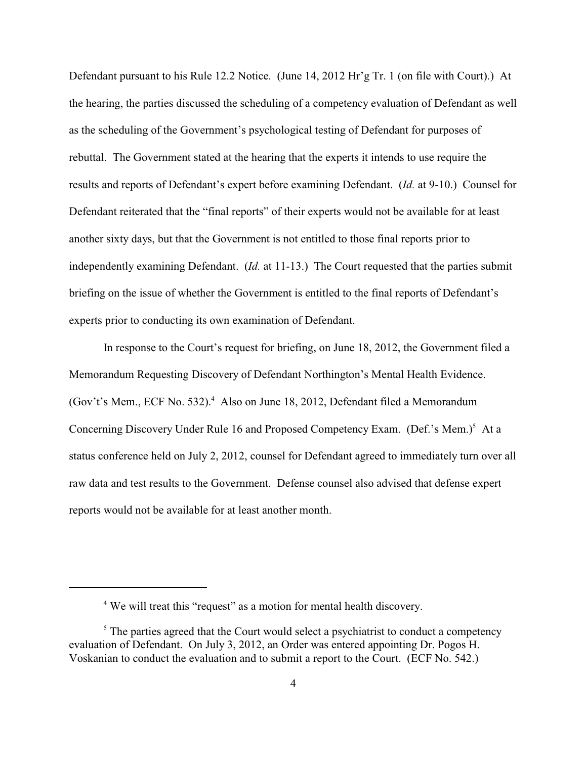Defendant pursuant to his Rule 12.2 Notice. (June 14, 2012 Hr'g Tr. 1 (on file with Court).) At the hearing, the parties discussed the scheduling of a competency evaluation of Defendant as well as the scheduling of the Government's psychological testing of Defendant for purposes of rebuttal. The Government stated at the hearing that the experts it intends to use require the results and reports of Defendant's expert before examining Defendant. (*Id.* at 9-10.) Counsel for Defendant reiterated that the "final reports" of their experts would not be available for at least another sixty days, but that the Government is not entitled to those final reports prior to independently examining Defendant. (*Id.* at 11-13.) The Court requested that the parties submit briefing on the issue of whether the Government is entitled to the final reports of Defendant's experts prior to conducting its own examination of Defendant.

In response to the Court's request for briefing, on June 18, 2012, the Government filed a Memorandum Requesting Discovery of Defendant Northington's Mental Health Evidence. (Gov't's Mem., ECF No. 532).[4] Also on June 18, 2012, Defendant filed a Memorandum Concerning Discovery Under Rule 16 and Proposed Competency Exam. (Def.'s Mem.)[5] At a status conference held on July 2, 2012, counsel for Defendant agreed to immediately turn over all raw data and test results to the Government. Defense counsel also advised that defense expert reports would not be available for at least another month.

---

[4] We will treat this "request" as a motion for mental health discovery.

[5] The parties agreed that the Court would select a psychiatrist to conduct a competency evaluation of Defendant. On July 3, 2012, an Order was entered appointing Dr. Pogos H. Voskanian to conduct the evaluation and to submit a report to the Court. (ECF No. 542.)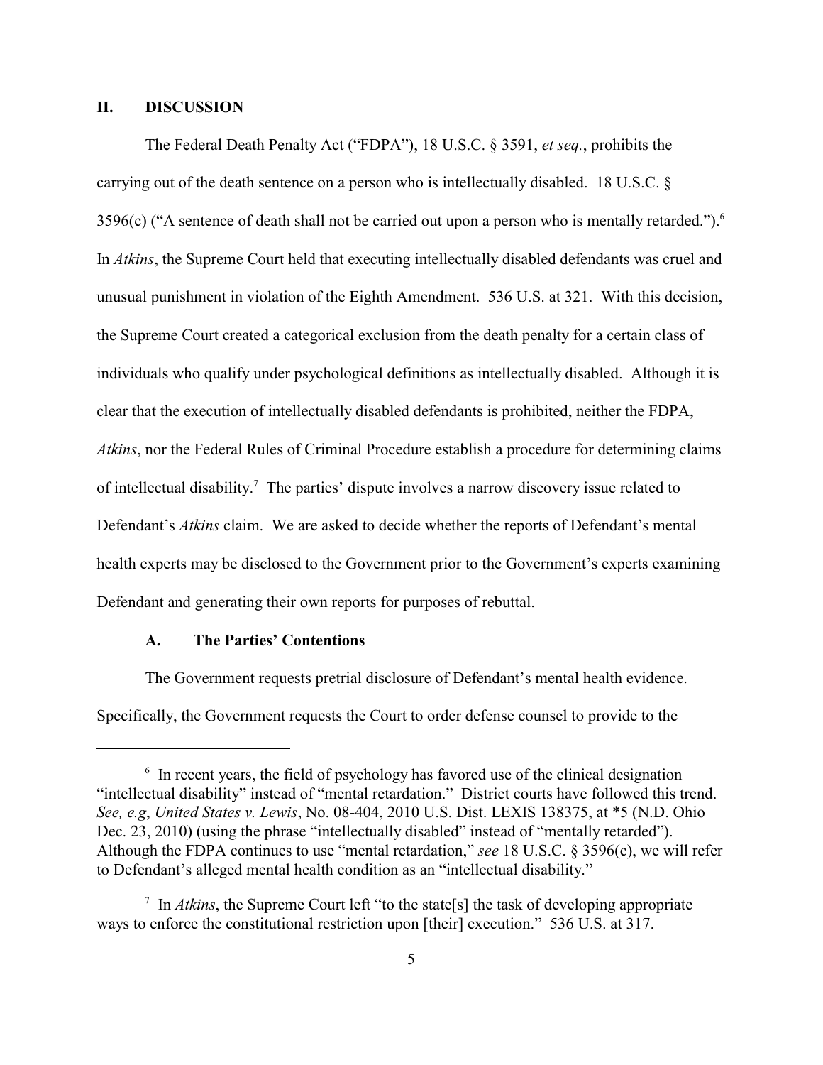## II. DISCUSSION

The Federal Death Penalty Act ("FDPA"), 18 U.S.C. § 3591, *et seq.*, prohibits the carrying out of the death sentence on a person who is intellectually disabled. 18 U.S.C. § 3596(c) ("A sentence of death shall not be carried out upon a person who is mentally retarded.").[6] In *Atkins*, the Supreme Court held that executing intellectually disabled defendants was cruel and unusual punishment in violation of the Eighth Amendment. 536 U.S. at 321. With this decision, the Supreme Court created a categorical exclusion from the death penalty for a certain class of individuals who qualify under psychological definitions as intellectually disabled. Although it is clear that the execution of intellectually disabled defendants is prohibited, neither the FDPA, *Atkins*, nor the Federal Rules of Criminal Procedure establish a procedure for determining claims of intellectual disability.[7] The parties' dispute involves a narrow discovery issue related to Defendant's *Atkins* claim. We are asked to decide whether the reports of Defendant's mental health experts may be disclosed to the Government prior to the Government's experts examining Defendant and generating their own reports for purposes of rebuttal.

### A. The Parties' Contentions

The Government requests pretrial disclosure of Defendant's mental health evidence. Specifically, the Government requests the Court to order defense counsel to provide to the

---

[6] In recent years, the field of psychology has favored use of the clinical designation "intellectual disability" instead of "mental retardation." District courts have followed this trend. *See, e.g*, *United States v. Lewis*, No. 08-404, 2010 U.S. Dist. LEXIS 138375, at *5 (N.D. Ohio Dec. 23, 2010) (using the phrase "intellectually disabled" instead of "mentally retarded"). Although the FDPA continues to use "mental retardation," *see* 18 U.S.C. § 3596(c), we will refer to Defendant's alleged mental health condition as an "intellectual disability."

[7] In *Atkins*, the Supreme Court left "to the state[s] the task of developing appropriate ways to enforce the constitutional restriction upon [their] execution." 536 U.S. at 317.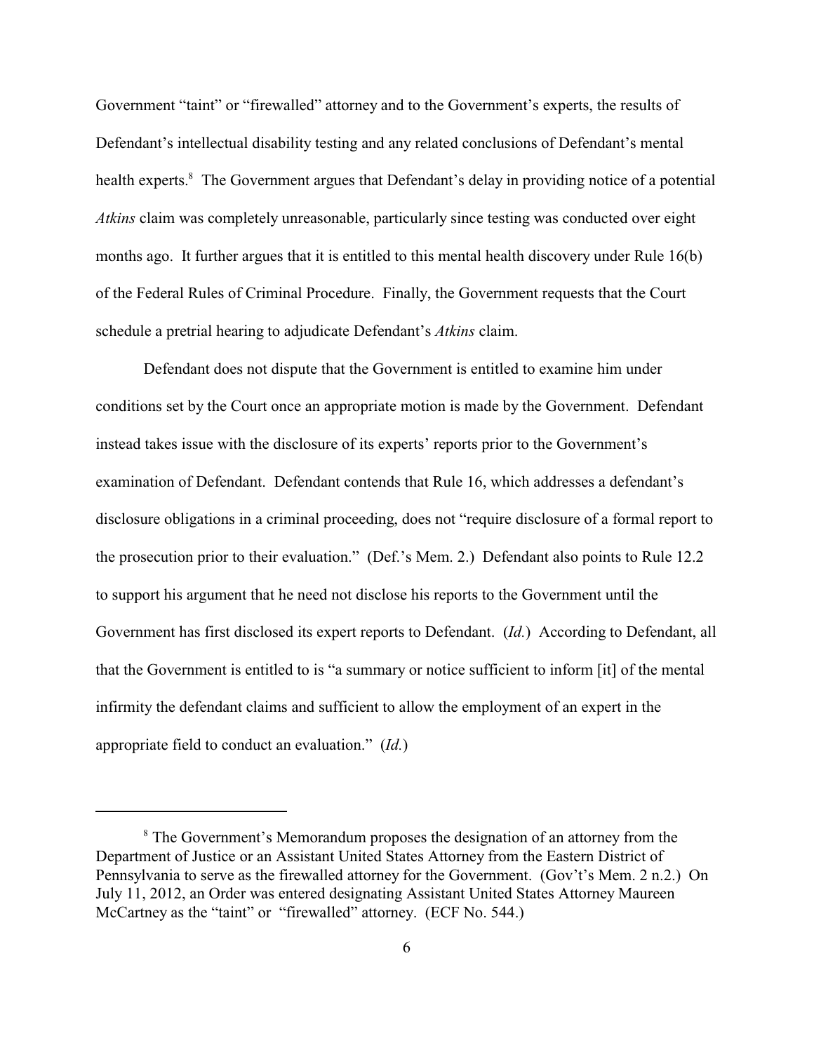Government "taint" or "firewalled" attorney and to the Government's experts, the results of Defendant's intellectual disability testing and any related conclusions of Defendant's mental health experts.[8] The Government argues that Defendant's delay in providing notice of a potential *Atkins* claim was completely unreasonable, particularly since testing was conducted over eight months ago. It further argues that it is entitled to this mental health discovery under Rule 16(b) of the Federal Rules of Criminal Procedure. Finally, the Government requests that the Court schedule a pretrial hearing to adjudicate Defendant's *Atkins* claim.

Defendant does not dispute that the Government is entitled to examine him under conditions set by the Court once an appropriate motion is made by the Government. Defendant instead takes issue with the disclosure of its experts' reports prior to the Government's examination of Defendant. Defendant contends that Rule 16, which addresses a defendant's disclosure obligations in a criminal proceeding, does not "require disclosure of a formal report to the prosecution prior to their evaluation." (Def.'s Mem. 2.) Defendant also points to Rule 12.2 to support his argument that he need not disclose his reports to the Government until the Government has first disclosed its expert reports to Defendant. (*Id.*) According to Defendant, all that the Government is entitled to is "a summary or notice sufficient to inform [it] of the mental infirmity the defendant claims and sufficient to allow the employment of an expert in the appropriate field to conduct an evaluation." (*Id.*)

[8] The Government's Memorandum proposes the designation of an attorney from the Department of Justice or an Assistant United States Attorney from the Eastern District of Pennsylvania to serve as the firewalled attorney for the Government. (Gov't's Mem. 2 n.2.) On July 11, 2012, an Order was entered designating Assistant United States Attorney Maureen McCartney as the "taint" or "firewalled" attorney. (ECF No. 544.)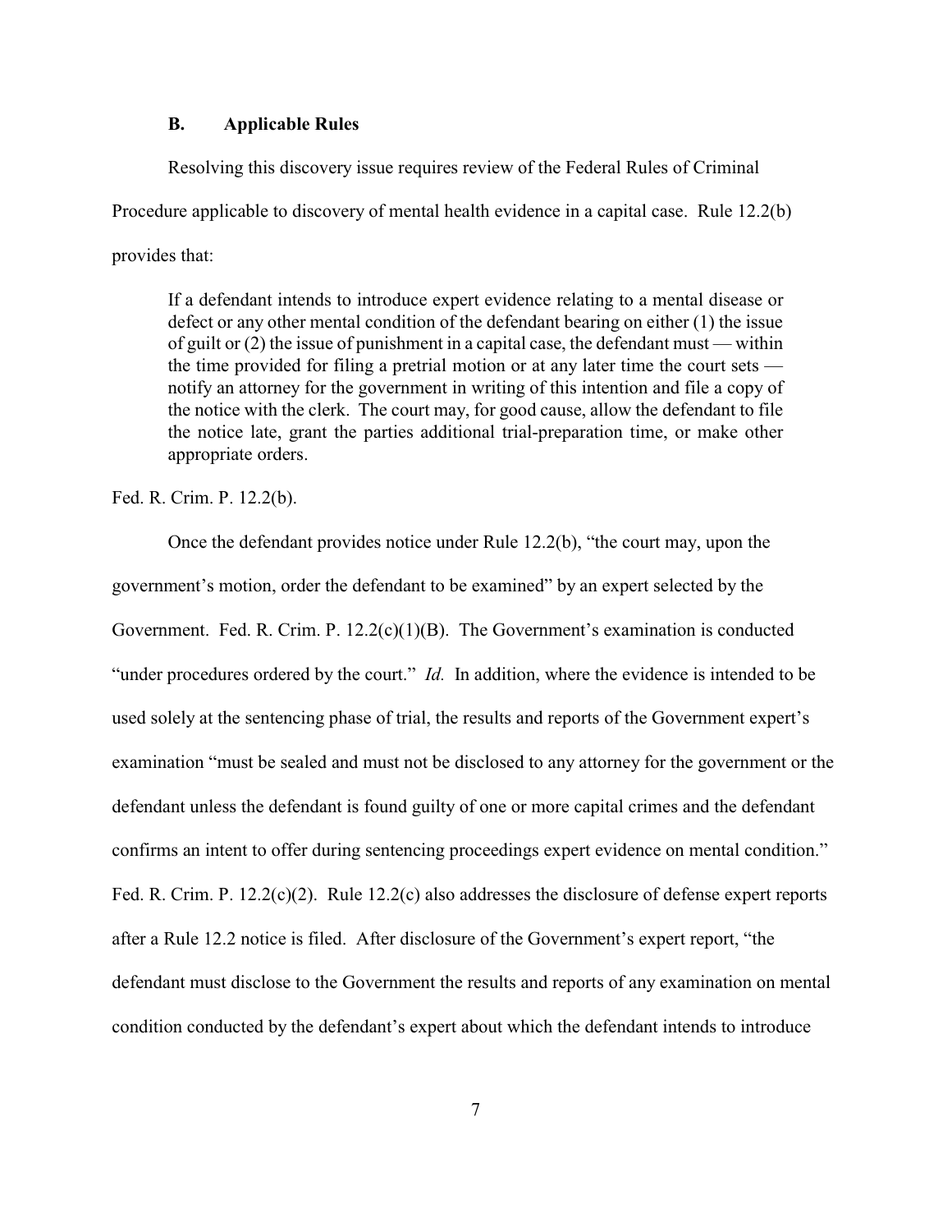### B. Applicable Rules

Resolving this discovery issue requires review of the Federal Rules of Criminal Procedure applicable to discovery of mental health evidence in a capital case. Rule 12.2(b) provides that:

> If a defendant intends to introduce expert evidence relating to a mental disease or defect or any other mental condition of the defendant bearing on either (1) the issue of guilt or (2) the issue of punishment in a capital case, the defendant must — within the time provided for filing a pretrial motion or at any later time the court sets — notify an attorney for the government in writing of this intention and file a copy of the notice with the clerk. The court may, for good cause, allow the defendant to file the notice late, grant the parties additional trial-preparation time, or make other appropriate orders.

Fed. R. Crim. P. 12.2(b).

Once the defendant provides notice under Rule 12.2(b), "the court may, upon the government's motion, order the defendant to be examined" by an expert selected by the Government. Fed. R. Crim. P. 12.2(c)(1)(B). The Government's examination is conducted "under procedures ordered by the court." *Id.* In addition, where the evidence is intended to be used solely at the sentencing phase of trial, the results and reports of the Government expert's examination "must be sealed and must not be disclosed to any attorney for the government or the defendant unless the defendant is found guilty of one or more capital crimes and the defendant confirms an intent to offer during sentencing proceedings expert evidence on mental condition." Fed. R. Crim. P. 12.2(c)(2). Rule 12.2(c) also addresses the disclosure of defense expert reports after a Rule 12.2 notice is filed. After disclosure of the Government's expert report, "the defendant must disclose to the Government the results and reports of any examination on mental condition conducted by the defendant's expert about which the defendant intends to introduce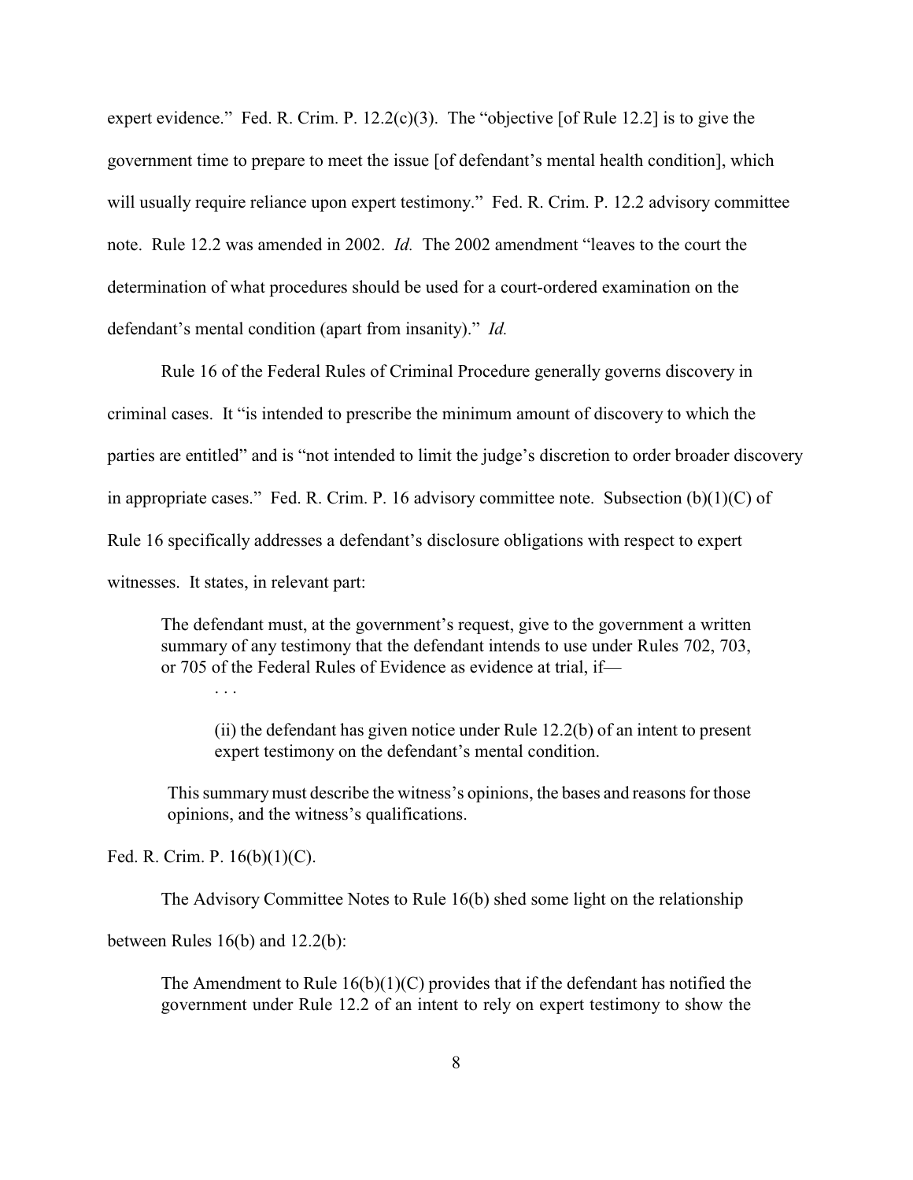expert evidence." Fed. R. Crim. P. 12.2(c)(3). The "objective [of Rule 12.2] is to give the government time to prepare to meet the issue [of defendant's mental health condition], which will usually require reliance upon expert testimony." Fed. R. Crim. P. 12.2 advisory committee note. Rule 12.2 was amended in 2002. *Id.* The 2002 amendment "leaves to the court the determination of what procedures should be used for a court-ordered examination on the defendant's mental condition (apart from insanity)." *Id.*

Rule 16 of the Federal Rules of Criminal Procedure generally governs discovery in criminal cases. It "is intended to prescribe the minimum amount of discovery to which the parties are entitled" and is "not intended to limit the judge's discretion to order broader discovery in appropriate cases." Fed. R. Crim. P. 16 advisory committee note. Subsection (b)(1)(C) of Rule 16 specifically addresses a defendant's disclosure obligations with respect to expert witnesses. It states, in relevant part:

> The defendant must, at the government's request, give to the government a written summary of any testimony that the defendant intends to use under Rules 702, 703, or 705 of the Federal Rules of Evidence as evidence at trial, if—
>
> . . .
>
> (ii) the defendant has given notice under Rule 12.2(b) of an intent to present expert testimony on the defendant's mental condition.
>
> This summary must describe the witness's opinions, the bases and reasons for those opinions, and the witness's qualifications.

Fed. R. Crim. P. 16(b)(1)(C).

The Advisory Committee Notes to Rule 16(b) shed some light on the relationship between Rules 16(b) and 12.2(b):

> The Amendment to Rule 16(b)(1)(C) provides that if the defendant has notified the government under Rule 12.2 of an intent to rely on expert testimony to show the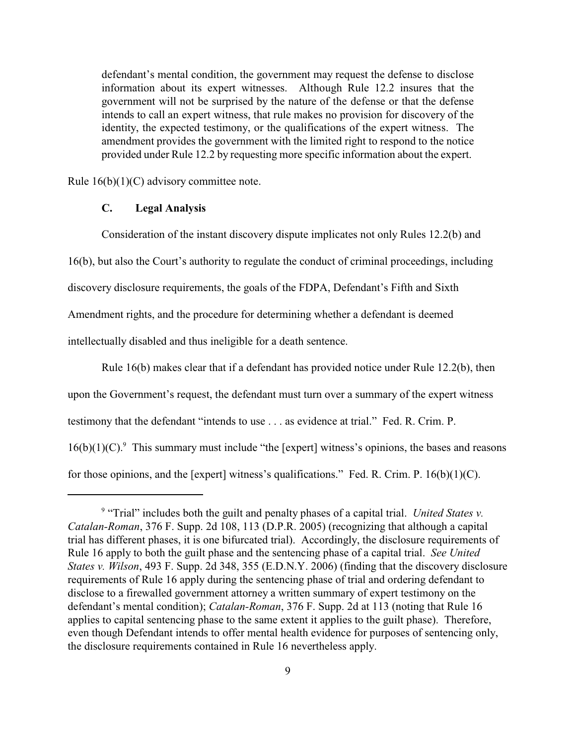> defendant's mental condition, the government may request the defense to disclose information about its expert witnesses. Although Rule 12.2 insures that the government will not be surprised by the nature of the defense or that the defense intends to call an expert witness, that rule makes no provision for discovery of the identity, the expected testimony, or the qualifications of the expert witness. The amendment provides the government with the limited right to respond to the notice provided under Rule 12.2 by requesting more specific information about the expert.

Rule 16(b)(1)(C) advisory committee note.

### C. Legal Analysis

Consideration of the instant discovery dispute implicates not only Rules 12.2(b) and 16(b), but also the Court's authority to regulate the conduct of criminal proceedings, including discovery disclosure requirements, the goals of the FDPA, Defendant's Fifth and Sixth Amendment rights, and the procedure for determining whether a defendant is deemed intellectually disabled and thus ineligible for a death sentence.

Rule 16(b) makes clear that if a defendant has provided notice under Rule 12.2(b), then upon the Government's request, the defendant must turn over a summary of the expert witness testimony that the defendant "intends to use . . . as evidence at trial." Fed. R. Crim. P. 16(b)(1)(C).[9] This summary must include "the [expert] witness's opinions, the bases and reasons for those opinions, and the [expert] witness's qualifications." Fed. R. Crim. P. 16(b)(1)(C).

---

[9] "Trial" includes both the guilt and penalty phases of a capital trial. *United States v. Catalan-Roman*, 376 F. Supp. 2d 108, 113 (D.P.R. 2005) (recognizing that although a capital trial has different phases, it is one bifurcated trial). Accordingly, the disclosure requirements of Rule 16 apply to both the guilt phase and the sentencing phase of a capital trial. *See United States v. Wilson*, 493 F. Supp. 2d 348, 355 (E.D.N.Y. 2006) (finding that the discovery disclosure requirements of Rule 16 apply during the sentencing phase of trial and ordering defendant to disclose to a firewalled government attorney a written summary of expert testimony on the defendant's mental condition); *Catalan-Roman*, 376 F. Supp. 2d at 113 (noting that Rule 16 applies to capital sentencing phase to the same extent it applies to the guilt phase). Therefore, even though Defendant intends to offer mental health evidence for purposes of sentencing only, the disclosure requirements contained in Rule 16 nevertheless apply.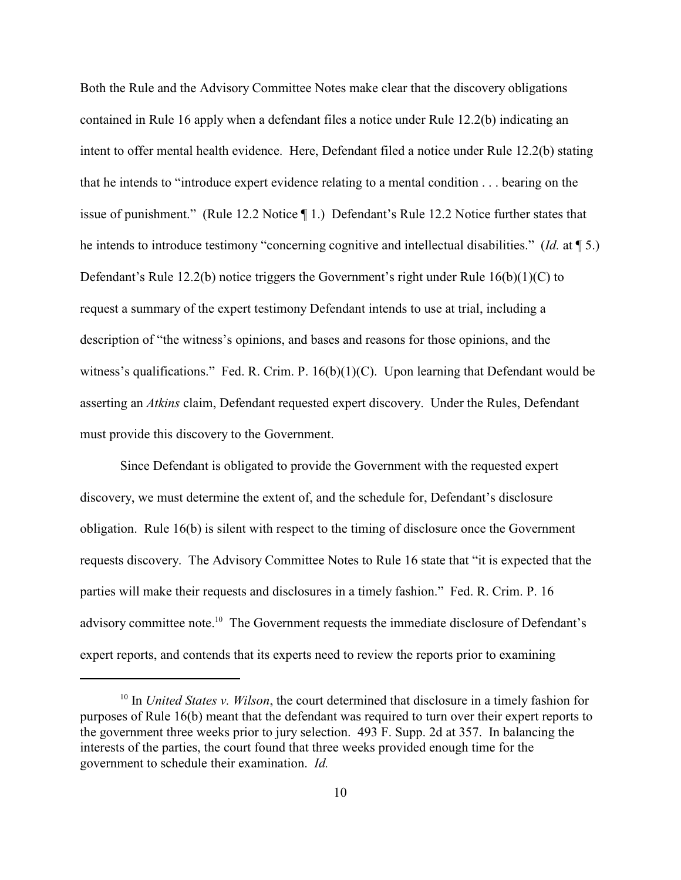Both the Rule and the Advisory Committee Notes make clear that the discovery obligations contained in Rule 16 apply when a defendant files a notice under Rule 12.2(b) indicating an intent to offer mental health evidence. Here, Defendant filed a notice under Rule 12.2(b) stating that he intends to "introduce expert evidence relating to a mental condition . . . bearing on the issue of punishment." (Rule 12.2 Notice ¶ 1.) Defendant's Rule 12.2 Notice further states that he intends to introduce testimony "concerning cognitive and intellectual disabilities." (*Id.* at ¶ 5.) Defendant's Rule 12.2(b) notice triggers the Government's right under Rule 16(b)(1)(C) to request a summary of the expert testimony Defendant intends to use at trial, including a description of "the witness's opinions, and bases and reasons for those opinions, and the witness's qualifications." Fed. R. Crim. P. 16(b)(1)(C). Upon learning that Defendant would be asserting an *Atkins* claim, Defendant requested expert discovery. Under the Rules, Defendant must provide this discovery to the Government.

Since Defendant is obligated to provide the Government with the requested expert discovery, we must determine the extent of, and the schedule for, Defendant's disclosure obligation. Rule 16(b) is silent with respect to the timing of disclosure once the Government requests discovery. The Advisory Committee Notes to Rule 16 state that "it is expected that the parties will make their requests and disclosures in a timely fashion." Fed. R. Crim. P. 16 advisory committee note.[10] The Government requests the immediate disclosure of Defendant's expert reports, and contends that its experts need to review the reports prior to examining

---

[10] In *United States v. Wilson*, the court determined that disclosure in a timely fashion for purposes of Rule 16(b) meant that the defendant was required to turn over their expert reports to the government three weeks prior to jury selection. 493 F. Supp. 2d at 357. In balancing the interests of the parties, the court found that three weeks provided enough time for the government to schedule their examination. *Id.*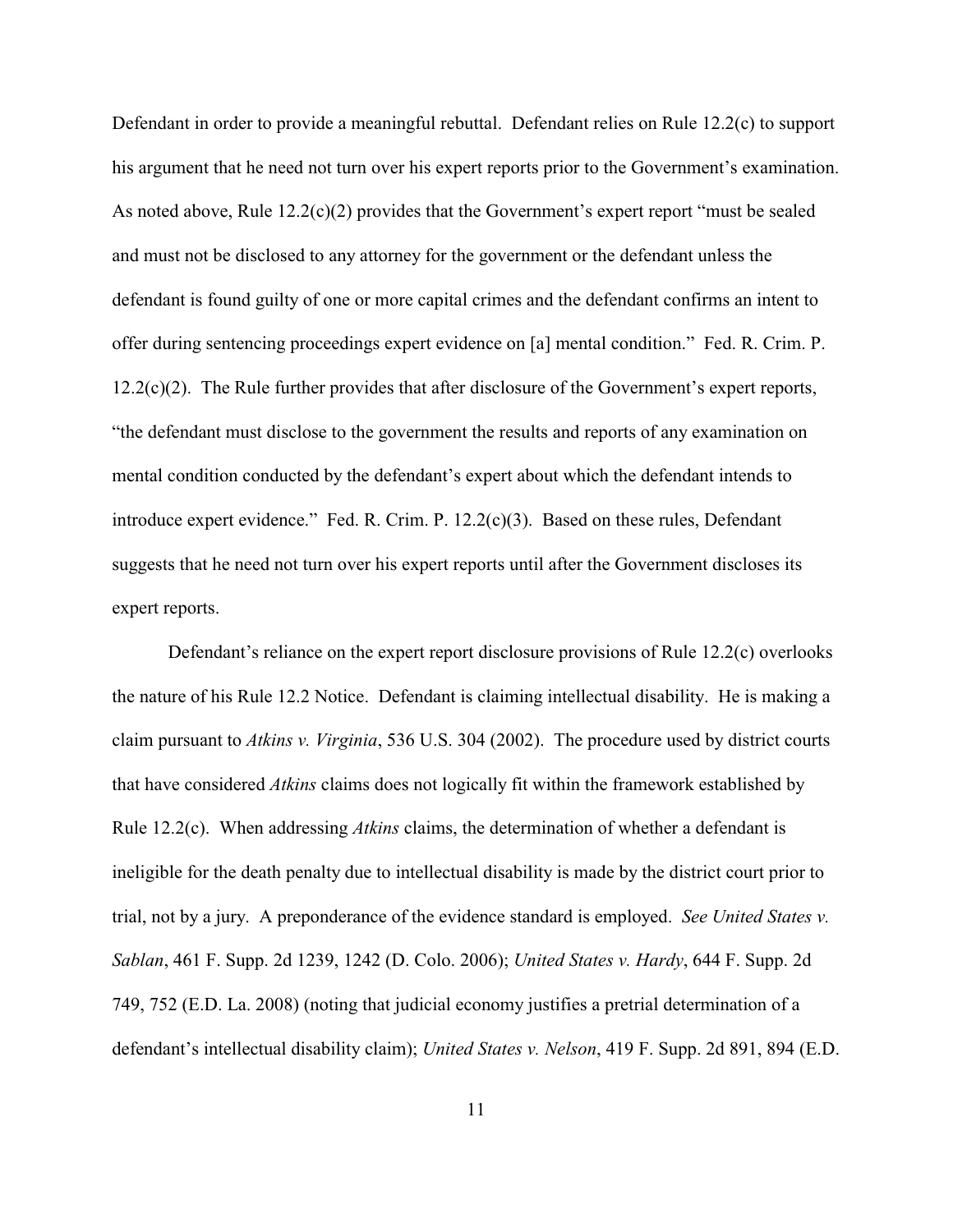Defendant in order to provide a meaningful rebuttal. Defendant relies on Rule 12.2(c) to support his argument that he need not turn over his expert reports prior to the Government's examination. As noted above, Rule 12.2(c)(2) provides that the Government's expert report "must be sealed and must not be disclosed to any attorney for the government or the defendant unless the defendant is found guilty of one or more capital crimes and the defendant confirms an intent to offer during sentencing proceedings expert evidence on [a] mental condition." Fed. R. Crim. P. 12.2(c)(2). The Rule further provides that after disclosure of the Government's expert reports, "the defendant must disclose to the government the results and reports of any examination on mental condition conducted by the defendant's expert about which the defendant intends to introduce expert evidence." Fed. R. Crim. P. 12.2(c)(3). Based on these rules, Defendant suggests that he need not turn over his expert reports until after the Government discloses its expert reports.

Defendant's reliance on the expert report disclosure provisions of Rule 12.2(c) overlooks the nature of his Rule 12.2 Notice. Defendant is claiming intellectual disability. He is making a claim pursuant to *Atkins v. Virginia*, 536 U.S. 304 (2002). The procedure used by district courts that have considered *Atkins* claims does not logically fit within the framework established by Rule 12.2(c). When addressing *Atkins* claims, the determination of whether a defendant is ineligible for the death penalty due to intellectual disability is made by the district court prior to trial, not by a jury. A preponderance of the evidence standard is employed. *See United States v. Sablan*, 461 F. Supp. 2d 1239, 1242 (D. Colo. 2006); *United States v. Hardy*, 644 F. Supp. 2d 749, 752 (E.D. La. 2008) (noting that judicial economy justifies a pretrial determination of a defendant's intellectual disability claim); *United States v. Nelson*, 419 F. Supp. 2d 891, 894 (E.D.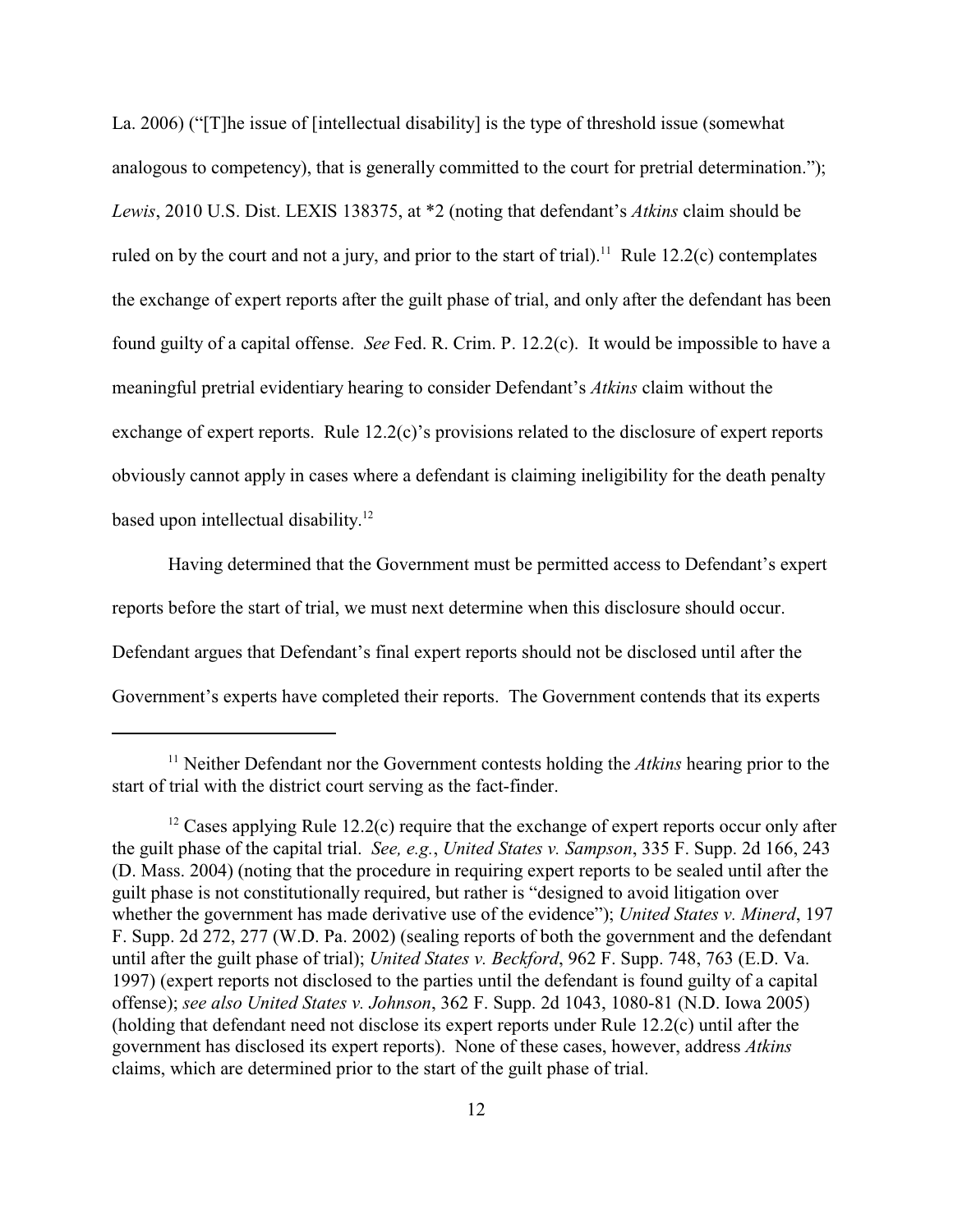La. 2006) ("[T]he issue of [intellectual disability] is the type of threshold issue (somewhat analogous to competency), that is generally committed to the court for pretrial determination."); *Lewis*, 2010 U.S. Dist. LEXIS 138375, at *2 (noting that defendant's *Atkins* claim should be ruled on by the court and not a jury, and prior to the start of trial).[11] Rule 12.2(c) contemplates the exchange of expert reports after the guilt phase of trial, and only after the defendant has been found guilty of a capital offense. *See* Fed. R. Crim. P. 12.2(c). It would be impossible to have a meaningful pretrial evidentiary hearing to consider Defendant's *Atkins* claim without the exchange of expert reports. Rule 12.2(c)'s provisions related to the disclosure of expert reports obviously cannot apply in cases where a defendant is claiming ineligibility for the death penalty based upon intellectual disability.[12]

Having determined that the Government must be permitted access to Defendant's expert reports before the start of trial, we must next determine when this disclosure should occur. Defendant argues that Defendant's final expert reports should not be disclosed until after the Government's experts have completed their reports. The Government contends that its experts

---

[11] Neither Defendant nor the Government contests holding the *Atkins* hearing prior to the start of trial with the district court serving as the fact-finder.

[12] Cases applying Rule 12.2(c) require that the exchange of expert reports occur only after the guilt phase of the capital trial. *See, e.g.*, *United States v. Sampson*, 335 F. Supp. 2d 166, 243 (D. Mass. 2004) (noting that the procedure in requiring expert reports to be sealed until after the guilt phase is not constitutionally required, but rather is "designed to avoid litigation over whether the government has made derivative use of the evidence"); *United States v. Minerd*, 197 F. Supp. 2d 272, 277 (W.D. Pa. 2002) (sealing reports of both the government and the defendant until after the guilt phase of trial); *United States v. Beckford*, 962 F. Supp. 748, 763 (E.D. Va. 1997) (expert reports not disclosed to the parties until the defendant is found guilty of a capital offense); *see also United States v. Johnson*, 362 F. Supp. 2d 1043, 1080-81 (N.D. Iowa 2005) (holding that defendant need not disclose its expert reports under Rule 12.2(c) until after the government has disclosed its expert reports). None of these cases, however, address *Atkins* claims, which are determined prior to the start of the guilt phase of trial.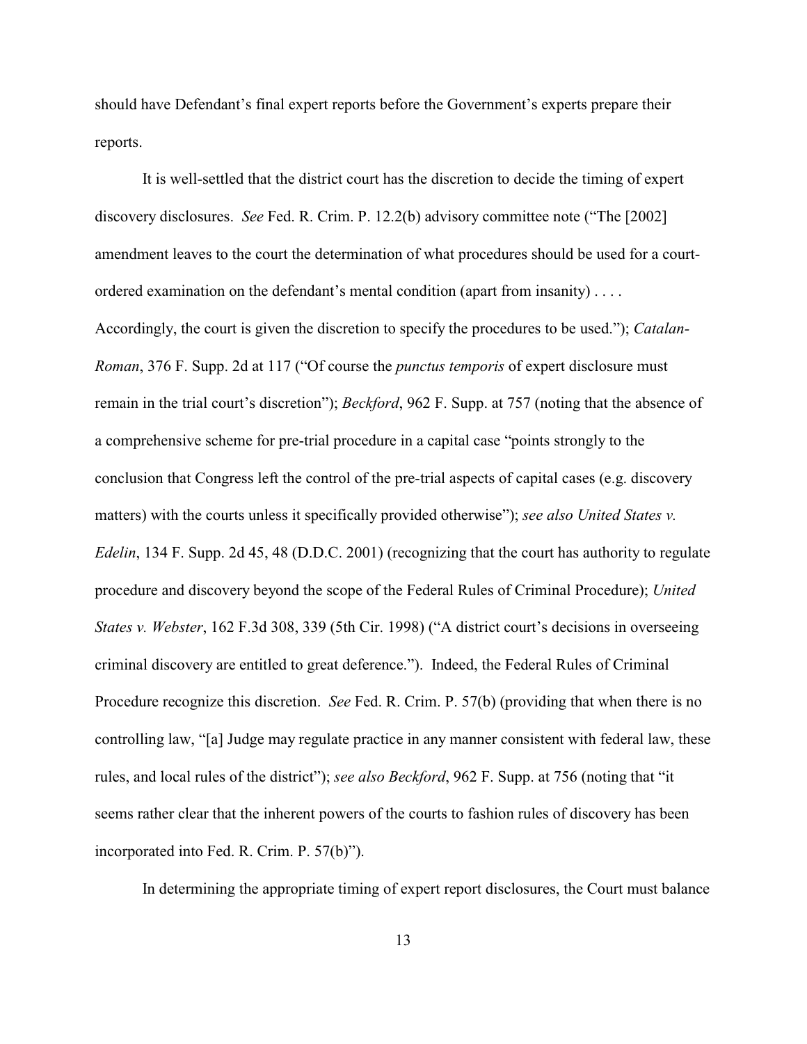should have Defendant's final expert reports before the Government's experts prepare their reports.

It is well-settled that the district court has the discretion to decide the timing of expert discovery disclosures. *See* Fed. R. Crim. P. 12.2(b) advisory committee note ("The [2002] amendment leaves to the court the determination of what procedures should be used for a court-ordered examination on the defendant's mental condition (apart from insanity) . . . . Accordingly, the court is given the discretion to specify the procedures to be used."); *Catalan-Roman*, 376 F. Supp. 2d at 117 ("Of course the *punctus temporis* of expert disclosure must remain in the trial court's discretion"); *Beckford*, 962 F. Supp. at 757 (noting that the absence of a comprehensive scheme for pre-trial procedure in a capital case "points strongly to the conclusion that Congress left the control of the pre-trial aspects of capital cases (e.g. discovery matters) with the courts unless it specifically provided otherwise"); *see also United States v. Edelin*, 134 F. Supp. 2d 45, 48 (D.D.C. 2001) (recognizing that the court has authority to regulate procedure and discovery beyond the scope of the Federal Rules of Criminal Procedure); *United States v. Webster*, 162 F.3d 308, 339 (5th Cir. 1998) ("A district court's decisions in overseeing criminal discovery are entitled to great deference."). Indeed, the Federal Rules of Criminal Procedure recognize this discretion. *See* Fed. R. Crim. P. 57(b) (providing that when there is no controlling law, "[a] Judge may regulate practice in any manner consistent with federal law, these rules, and local rules of the district"); *see also Beckford*, 962 F. Supp. at 756 (noting that "it seems rather clear that the inherent powers of the courts to fashion rules of discovery has been incorporated into Fed. R. Crim. P. 57(b)").

In determining the appropriate timing of expert report disclosures, the Court must balance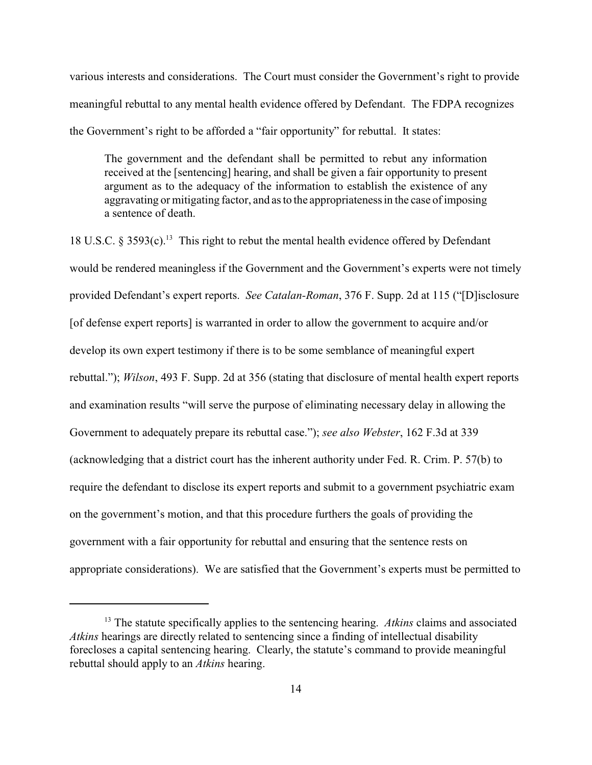various interests and considerations. The Court must consider the Government's right to provide meaningful rebuttal to any mental health evidence offered by Defendant. The FDPA recognizes the Government's right to be afforded a "fair opportunity" for rebuttal. It states:

> The government and the defendant shall be permitted to rebut any information received at the [sentencing] hearing, and shall be given a fair opportunity to present argument as to the adequacy of the information to establish the existence of any aggravating or mitigating factor, and as to the appropriateness in the case of imposing a sentence of death.

18 U.S.C. § 3593(c).[13] This right to rebut the mental health evidence offered by Defendant would be rendered meaningless if the Government and the Government's experts were not timely provided Defendant's expert reports. *See Catalan-Roman*, 376 F. Supp. 2d at 115 ("[D]isclosure [of defense expert reports] is warranted in order to allow the government to acquire and/or develop its own expert testimony if there is to be some semblance of meaningful expert rebuttal."); *Wilson*, 493 F. Supp. 2d at 356 (stating that disclosure of mental health expert reports and examination results "will serve the purpose of eliminating necessary delay in allowing the Government to adequately prepare its rebuttal case."); *see also Webster*, 162 F.3d at 339 (acknowledging that a district court has the inherent authority under Fed. R. Crim. P. 57(b) to require the defendant to disclose its expert reports and submit to a government psychiatric exam on the government's motion, and that this procedure furthers the goals of providing the government with a fair opportunity for rebuttal and ensuring that the sentence rests on appropriate considerations). We are satisfied that the Government's experts must be permitted to

---

[13] The statute specifically applies to the sentencing hearing. *Atkins* claims and associated *Atkins* hearings are directly related to sentencing since a finding of intellectual disability forecloses a capital sentencing hearing. Clearly, the statute's command to provide meaningful rebuttal should apply to an *Atkins* hearing.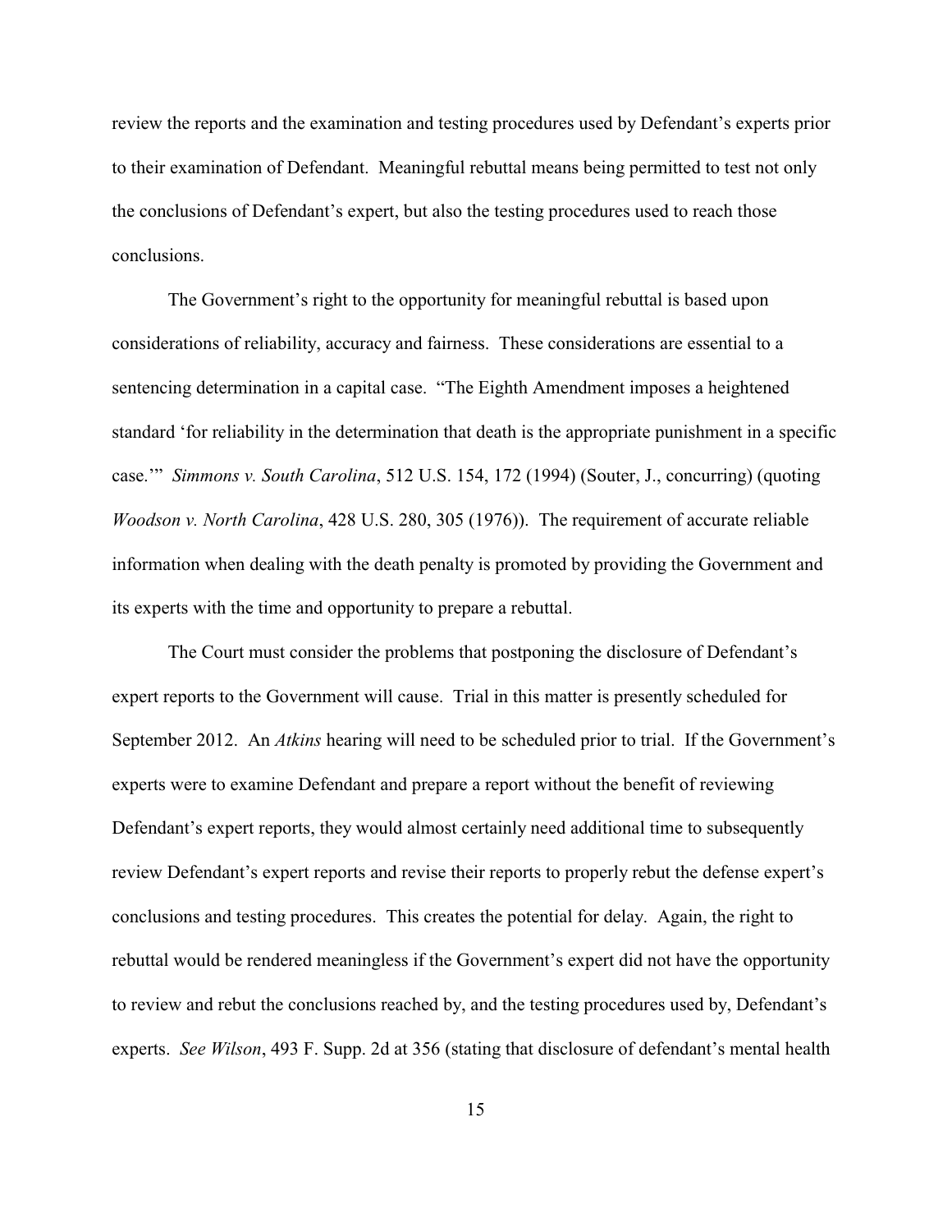review the reports and the examination and testing procedures used by Defendant's experts prior to their examination of Defendant. Meaningful rebuttal means being permitted to test not only the conclusions of Defendant's expert, but also the testing procedures used to reach those conclusions.

The Government's right to the opportunity for meaningful rebuttal is based upon considerations of reliability, accuracy and fairness. These considerations are essential to a sentencing determination in a capital case. "The Eighth Amendment imposes a heightened standard 'for reliability in the determination that death is the appropriate punishment in a specific case.'" *Simmons v. South Carolina*, 512 U.S. 154, 172 (1994) (Souter, J., concurring) (quoting *Woodson v. North Carolina*, 428 U.S. 280, 305 (1976)). The requirement of accurate reliable information when dealing with the death penalty is promoted by providing the Government and its experts with the time and opportunity to prepare a rebuttal.

The Court must consider the problems that postponing the disclosure of Defendant's expert reports to the Government will cause. Trial in this matter is presently scheduled for September 2012. An *Atkins* hearing will need to be scheduled prior to trial. If the Government's experts were to examine Defendant and prepare a report without the benefit of reviewing Defendant's expert reports, they would almost certainly need additional time to subsequently review Defendant's expert reports and revise their reports to properly rebut the defense expert's conclusions and testing procedures. This creates the potential for delay. Again, the right to rebuttal would be rendered meaningless if the Government's expert did not have the opportunity to review and rebut the conclusions reached by, and the testing procedures used by, Defendant's experts. *See Wilson*, 493 F. Supp. 2d at 356 (stating that disclosure of defendant's mental health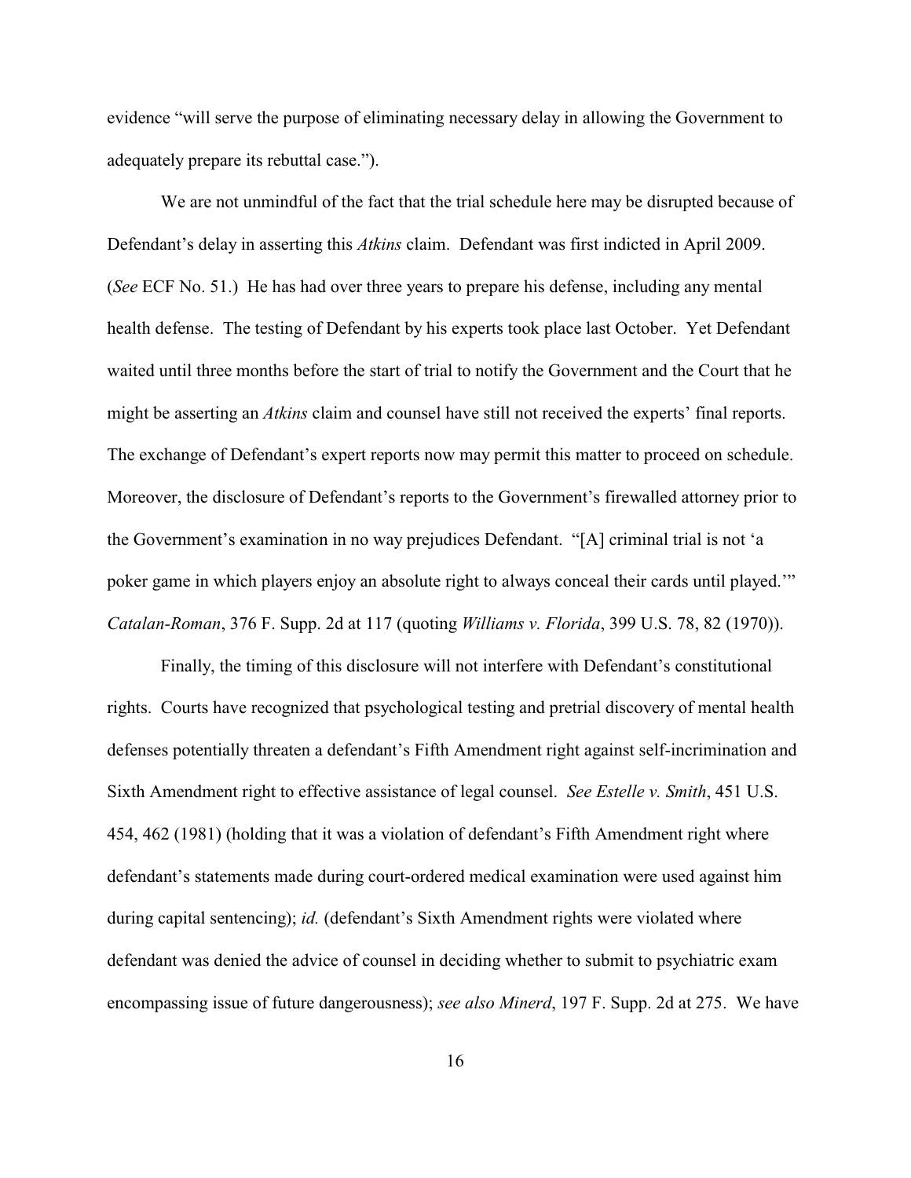evidence "will serve the purpose of eliminating necessary delay in allowing the Government to adequately prepare its rebuttal case.").

We are not unmindful of the fact that the trial schedule here may be disrupted because of Defendant's delay in asserting this *Atkins* claim. Defendant was first indicted in April 2009. (*See* ECF No. 51.) He has had over three years to prepare his defense, including any mental health defense. The testing of Defendant by his experts took place last October. Yet Defendant waited until three months before the start of trial to notify the Government and the Court that he might be asserting an *Atkins* claim and counsel have still not received the experts' final reports. The exchange of Defendant's expert reports now may permit this matter to proceed on schedule. Moreover, the disclosure of Defendant's reports to the Government's firewalled attorney prior to the Government's examination in no way prejudices Defendant. "[A] criminal trial is not 'a poker game in which players enjoy an absolute right to always conceal their cards until played.'" *Catalan-Roman*, 376 F. Supp. 2d at 117 (quoting *Williams v. Florida*, 399 U.S. 78, 82 (1970)).

Finally, the timing of this disclosure will not interfere with Defendant's constitutional rights. Courts have recognized that psychological testing and pretrial discovery of mental health defenses potentially threaten a defendant's Fifth Amendment right against self-incrimination and Sixth Amendment right to effective assistance of legal counsel. *See Estelle v. Smith*, 451 U.S. 454, 462 (1981) (holding that it was a violation of defendant's Fifth Amendment right where defendant's statements made during court-ordered medical examination were used against him during capital sentencing); *id.* (defendant's Sixth Amendment rights were violated where defendant was denied the advice of counsel in deciding whether to submit to psychiatric exam encompassing issue of future dangerousness); *see also Minerd*, 197 F. Supp. 2d at 275. We have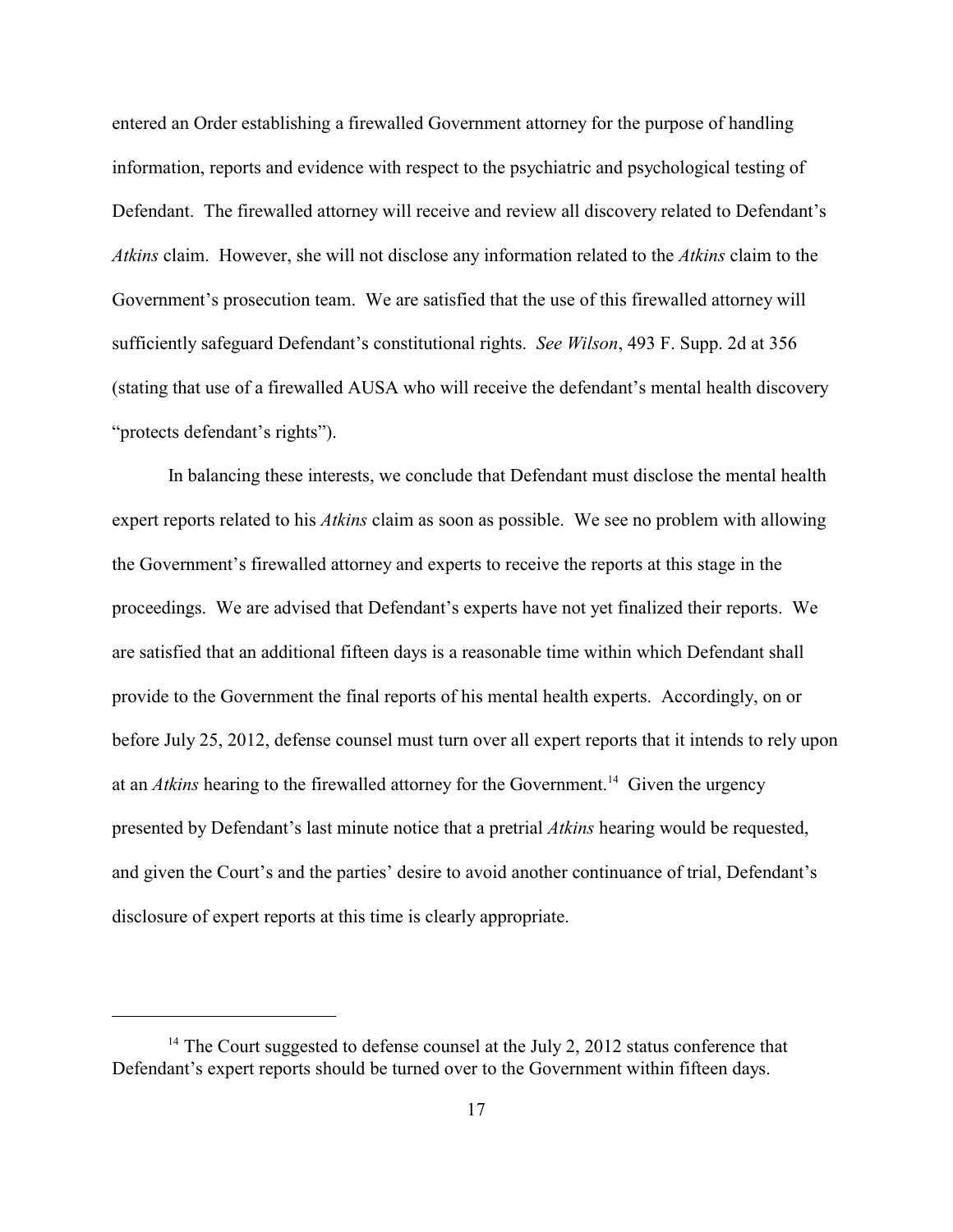entered an Order establishing a firewalled Government attorney for the purpose of handling information, reports and evidence with respect to the psychiatric and psychological testing of Defendant. The firewalled attorney will receive and review all discovery related to Defendant's *Atkins* claim. However, she will not disclose any information related to the *Atkins* claim to the Government's prosecution team. We are satisfied that the use of this firewalled attorney will sufficiently safeguard Defendant's constitutional rights. *See Wilson*, 493 F. Supp. 2d at 356 (stating that use of a firewalled AUSA who will receive the defendant's mental health discovery "protects defendant's rights").

In balancing these interests, we conclude that Defendant must disclose the mental health expert reports related to his *Atkins* claim as soon as possible. We see no problem with allowing the Government's firewalled attorney and experts to receive the reports at this stage in the proceedings. We are advised that Defendant's experts have not yet finalized their reports. We are satisfied that an additional fifteen days is a reasonable time within which Defendant shall provide to the Government the final reports of his mental health experts. Accordingly, on or before July 25, 2012, defense counsel must turn over all expert reports that it intends to rely upon at an *Atkins* hearing to the firewalled attorney for the Government.[14] Given the urgency presented by Defendant's last minute notice that a pretrial *Atkins* hearing would be requested, and given the Court's and the parties' desire to avoid another continuance of trial, Defendant's disclosure of expert reports at this time is clearly appropriate.

---

[14] The Court suggested to defense counsel at the July 2, 2012 status conference that Defendant's expert reports should be turned over to the Government within fifteen days.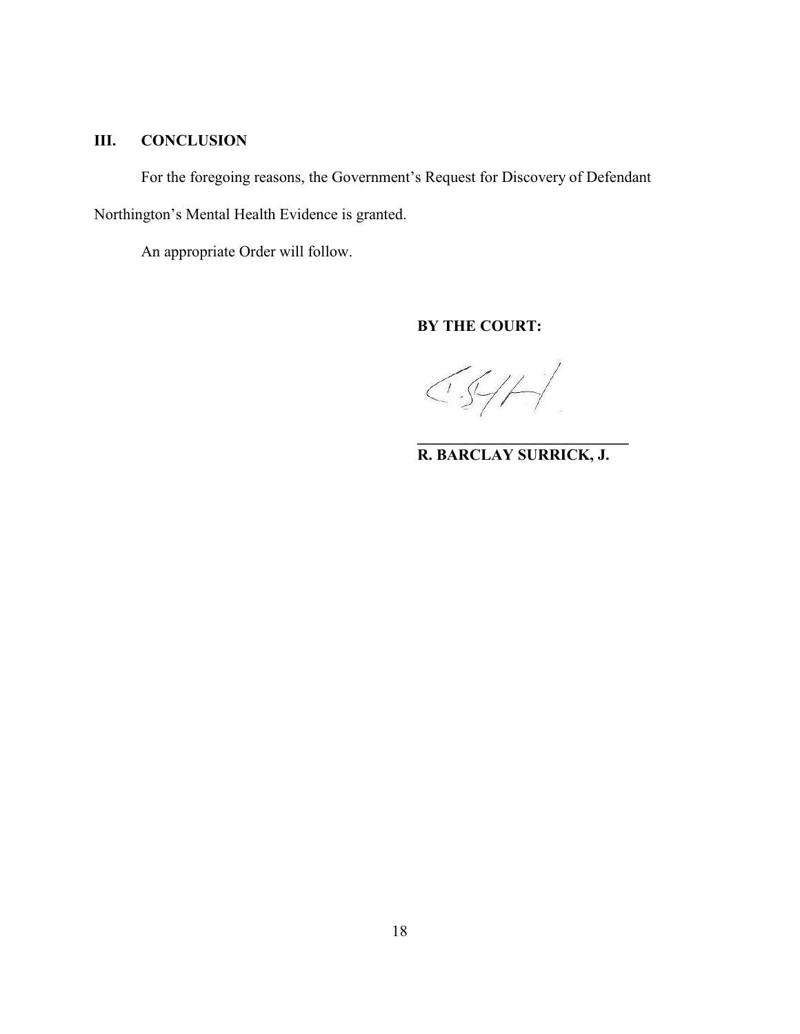## III. CONCLUSION

For the foregoing reasons, the Government's Request for Discovery of Defendant Northington's Mental Health Evidence is granted.

An appropriate Order will follow.

**BY THE COURT:**

**R. BARCLAY SURRICK, J.**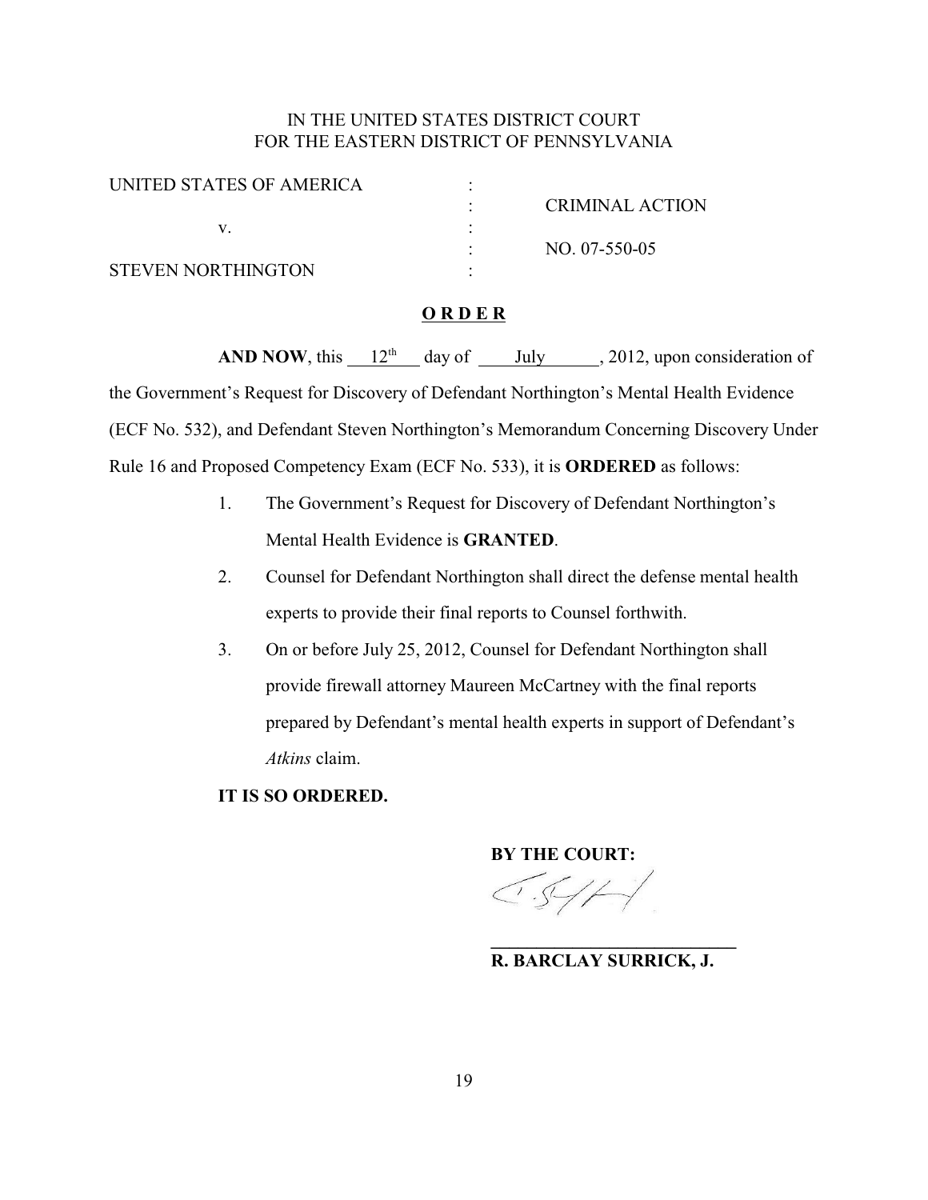IN THE UNITED STATES DISTRICT COURT
FOR THE EASTERN DISTRICT OF PENNSYLVANIA

| | | |
|---|---|---|
| UNITED STATES OF AMERICA | : | |
| | : | CRIMINAL ACTION |
| v. | : | |
| | : | NO. 07-550-05 |
| STEVEN NORTHINGTON | : | |

**O R D E R**

**AND NOW**, this 12th day of July, 2012, upon consideration of the Government's Request for Discovery of Defendant Northington's Mental Health Evidence (ECF No. 532), and Defendant Steven Northington's Memorandum Concerning Discovery Under Rule 16 and Proposed Competency Exam (ECF No. 533), it is **ORDERED** as follows:

1. The Government's Request for Discovery of Defendant Northington's Mental Health Evidence is **GRANTED**.
2. Counsel for Defendant Northington shall direct the defense mental health experts to provide their final reports to Counsel forthwith.
3. On or before July 25, 2012, Counsel for Defendant Northington shall provide firewall attorney Maureen McCartney with the final reports prepared by Defendant's mental health experts in support of Defendant's *Atkins* claim.

**IT IS SO ORDERED.**

**BY THE COURT:**

**R. BARCLAY SURRICK, J.**